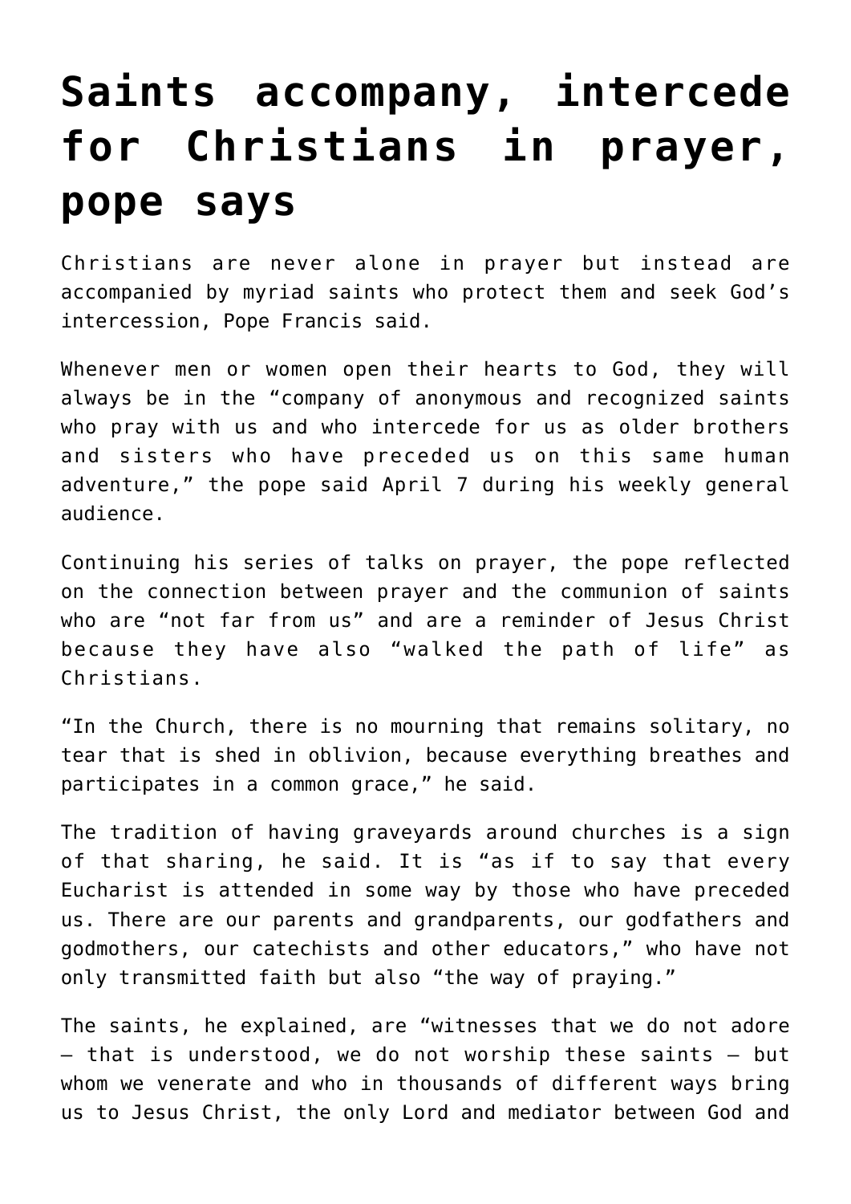# Saints accompany, intercede for Christians in prayer, pope says

Christians are never alone in prayer but instead are accompanied by myriad saints who protect them and seek God's intercession, Pope Francis said.

Whenever men or women open their hearts to God, they will always be in the "company of anonymous and recognized saints who pray with us and who intercede for us as older brothers and sisters who have preceded us on this same human adventure," the pope said April 7 during his weekly general audience.

Continuing his series of talks on prayer, the pope reflected on the connection between prayer and the communion of saints who are "not far from us" and are a reminder of Jesus Christ because they have also "walked the path of life" as Christians.

"In the Church, there is no mourning that remains solitary, no tear that is shed in oblivion, because everything breathes and participates in a common grace," he said.

The tradition of having graveyards around churches is a sign of that sharing, he said. It is "as if to say that every Eucharist is attended in some way by those who have preceded us. There are our parents and grandparents, our godfathers and godmothers, our catechists and other educators," who have not only transmitted faith but also "the way of praying."

The saints, he explained, are "witnesses that we do not adore – that is understood, we do not worship these saints – but whom we venerate and who in thousands of different ways bring us to Jesus Christ, the only Lord and mediator between God and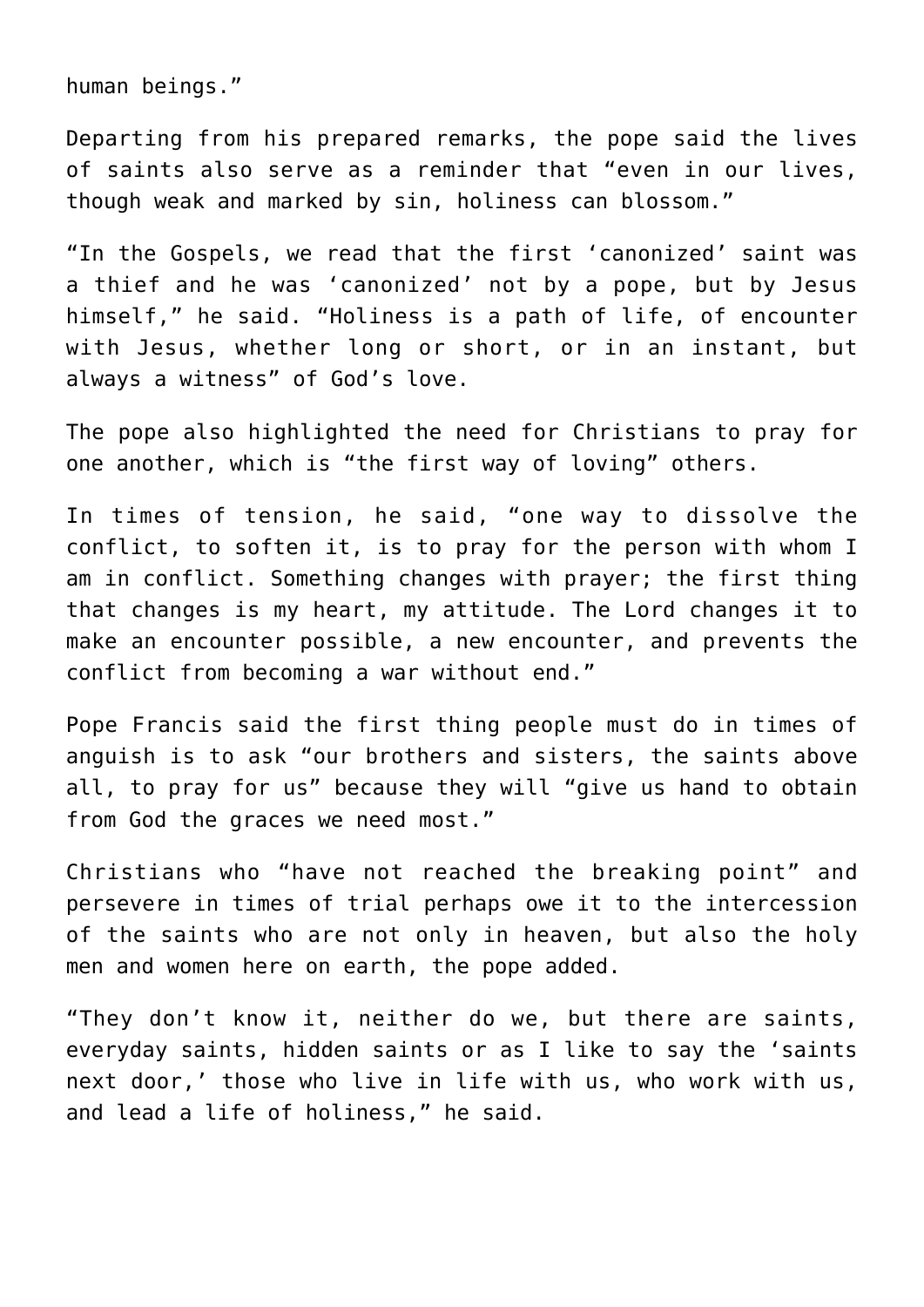human beings."

Departing from his prepared remarks, the pope said the lives of saints also serve as a reminder that "even in our lives, though weak and marked by sin, holiness can blossom."

"In the Gospels, we read that the first 'canonized' saint was a thief and he was 'canonized' not by a pope, but by Jesus himself," he said. "Holiness is a path of life, of encounter with Jesus, whether long or short, or in an instant, but always a witness" of God's love.

The pope also highlighted the need for Christians to pray for one another, which is "the first way of loving" others.

In times of tension, he said, "one way to dissolve the conflict, to soften it, is to pray for the person with whom I am in conflict. Something changes with prayer; the first thing that changes is my heart, my attitude. The Lord changes it to make an encounter possible, a new encounter, and prevents the conflict from becoming a war without end."

Pope Francis said the first thing people must do in times of anguish is to ask "our brothers and sisters, the saints above all, to pray for us" because they will "give us hand to obtain from God the graces we need most."

Christians who "have not reached the breaking point" and persevere in times of trial perhaps owe it to the intercession of the saints who are not only in heaven, but also the holy men and women here on earth, the pope added.

"They don't know it, neither do we, but there are saints, everyday saints, hidden saints or as I like to say the 'saints next door,' those who live in life with us, who work with us, and lead a life of holiness," he said.